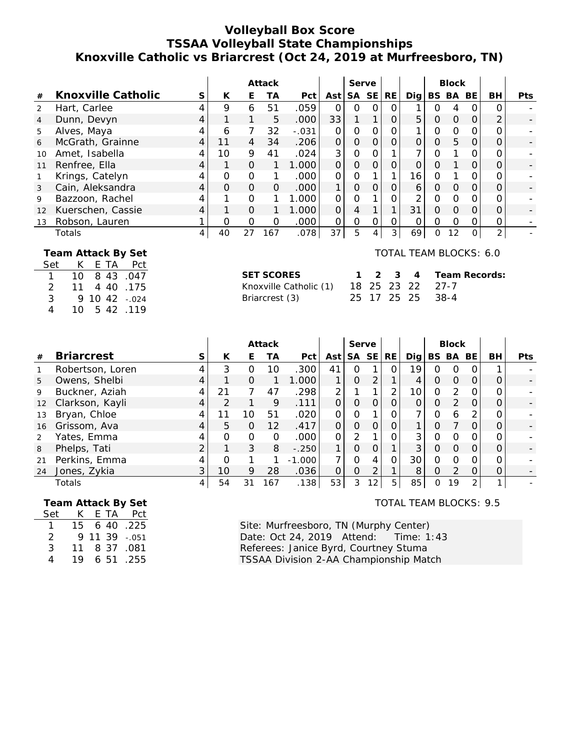# Volleyball Box Score
## TSSAA Volleyball State Championships
## Knoxville Catholic vs Briarcrest (Oct 24, 2019 at Murfreesboro, TN)

| # | Knoxville Catholic | S | Attack K | E | TA | Pct | Ast | Serve SA | SE | RE | Dig | Block BS | BA | BE | BH | Pts |
|---|---|---|---|---|---|---|---|---|---|---|---|---|---|---|---|---|
| 2 | Hart, Carlee | 4 | 9 | 6 | 51 | .059 | 0 | 0 | 0 | 0 | 1 | 0 | 4 | 0 | 0 | - |
| 4 | Dunn, Devyn | 4 | 1 | 1 | 5 | .000 | 33 | 1 | 1 | 0 | 5 | 0 | 0 | 0 | 2 | - |
| 5 | Alves, Maya | 4 | 6 | 7 | 32 | -.031 | 0 | 0 | 0 | 0 | 1 | 0 | 0 | 0 | 0 | - |
| 6 | McGrath, Grainne | 4 | 11 | 4 | 34 | .206 | 0 | 0 | 0 | 0 | 0 | 0 | 5 | 0 | 0 | - |
| 10 | Amet, Isabella | 4 | 10 | 9 | 41 | .024 | 3 | 0 | 0 | 1 | 7 | 0 | 1 | 0 | 0 | - |
| 11 | Renfree, Ella | 4 | 1 | 0 | 1 | 1.000 | 0 | 0 | 0 | 0 | 0 | 0 | 1 | 0 | 0 | - |
| 1 | Krings, Catelyn | 4 | 0 | 0 | 1 | .000 | 0 | 0 | 1 | 1 | 16 | 0 | 1 | 0 | 0 | - |
| 3 | Cain, Aleksandra | 4 | 0 | 0 | 0 | .000 | 1 | 0 | 0 | 0 | 6 | 0 | 0 | 0 | 0 | - |
| 9 | Bazzoon, Rachel | 4 | 1 | 0 | 1 | 1.000 | 0 | 0 | 1 | 0 | 2 | 0 | 0 | 0 | 0 | - |
| 12 | Kuerschen, Cassie | 4 | 1 | 0 | 1 | 1.000 | 0 | 4 | 1 | 1 | 31 | 0 | 0 | 0 | 0 | - |
| 13 | Robson, Lauren | 1 | 0 | 0 | 0 | .000 | 0 | 0 | 0 | 0 | 0 | 0 | 0 | 0 | 0 | - |
| | Totals | 4 | 40 | 27 | 167 | .078 | 37 | 5 | 4 | 3 | 69 | 0 | 12 | 0 | 2 | - |

TOTAL TEAM BLOCKS: 6.0

**Team Attack By Set**

| Set | K | E | TA | Pct |
|---|---|---|---|---|
| 1 | 10 | 8 | 43 | .047 |
| 2 | 11 | 4 | 40 | .175 |
| 3 | 9 | 10 | 42 | -.024 |
| 4 | 10 | 5 | 42 | .119 |

| SET SCORES | 1 | 2 | 3 | 4 | Team Records: |
|---|---|---|---|---|---|
| Knoxville Catholic (1) | 18 | 25 | 23 | 22 | 27-7 |
| Briarcrest (3) | 25 | 17 | 25 | 25 | 38-4 |

| # | Briarcrest | S | Attack K | E | TA | Pct | Ast | Serve SA | SE | RE | Dig | Block BS | BA | BE | BH | Pts |
|---|---|---|---|---|---|---|---|---|---|---|---|---|---|---|---|---|
| 1 | Robertson, Loren | 4 | 3 | 0 | 10 | .300 | 41 | 0 | 1 | 0 | 19 | 0 | 0 | 0 | 1 | - |
| 5 | Owens, Shelbi | 4 | 1 | 0 | 1 | 1.000 | 1 | 0 | 2 | 1 | 4 | 0 | 0 | 0 | 0 | - |
| 9 | Buckner, Aziah | 4 | 21 | 7 | 47 | .298 | 2 | 1 | 1 | 2 | 10 | 0 | 2 | 0 | 0 | - |
| 12 | Clarkson, Kayli | 4 | 2 | 1 | 9 | .111 | 0 | 0 | 0 | 0 | 0 | 0 | 2 | 0 | 0 | - |
| 13 | Bryan, Chloe | 4 | 11 | 10 | 51 | .020 | 0 | 0 | 1 | 0 | 7 | 0 | 6 | 2 | 0 | - |
| 16 | Grissom, Ava | 4 | 5 | 0 | 12 | .417 | 0 | 0 | 0 | 0 | 1 | 0 | 7 | 0 | 0 | - |
| 2 | Yates, Emma | 4 | 0 | 0 | 0 | .000 | 0 | 2 | 1 | 0 | 3 | 0 | 0 | 0 | 0 | - |
| 8 | Phelps, Tati | 2 | 1 | 3 | 8 | -.250 | 1 | 0 | 0 | 1 | 3 | 0 | 0 | 0 | 0 | - |
| 21 | Perkins, Emma | 4 | 0 | 1 | 1 | -1.000 | 7 | 0 | 4 | 0 | 30 | 0 | 0 | 0 | 0 | - |
| 24 | Jones, Zykia | 3 | 10 | 9 | 28 | .036 | 0 | 0 | 2 | 1 | 8 | 0 | 2 | 0 | 0 | - |
| | Totals | 4 | 54 | 31 | 167 | .138 | 53 | 3 | 12 | 5 | 85 | 0 | 19 | 2 | 1 | - |

TOTAL TEAM BLOCKS: 9.5

**Team Attack By Set**

| Set | K | E | TA | Pct |
|---|---|---|---|---|
| 1 | 15 | 6 | 40 | .225 |
| 2 | 9 | 11 | 39 | -.051 |
| 3 | 11 | 8 | 37 | .081 |
| 4 | 19 | 6 | 51 | .255 |

Site: Murfreesboro, TN (Murphy Center)
Date: Oct 24, 2019 Attend: Time: 1:43
Referees: Janice Byrd, Courtney Stuma
TSSAA Division 2-AA Championship Match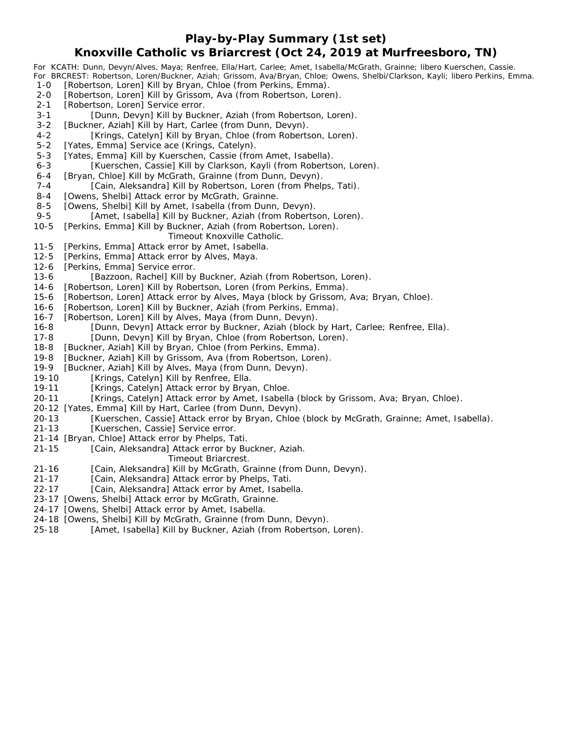# Play-by-Play Summary (1st set)

## Knoxville Catholic vs Briarcrest (Oct 24, 2019 at Murfreesboro, TN)

For KCATH: Dunn, Devyn/Alves, Maya; Renfree, Ella/Hart, Carlee; Amet, Isabella/McGrath, Grainne; libero Kuerschen, Cassie.
For BRCREST: Robertson, Loren/Buckner, Aziah; Grissom, Ava/Bryan, Chloe; Owens, Shelbi/Clarkson, Kayli; libero Perkins, Emma.

1-0 [Robertson, Loren] Kill by Bryan, Chloe (from Perkins, Emma).
2-0 [Robertson, Loren] Kill by Grissom, Ava (from Robertson, Loren).
2-1 [Robertson, Loren] Service error.
3-1 [Dunn, Devyn] Kill by Buckner, Aziah (from Robertson, Loren).
3-2 [Buckner, Aziah] Kill by Hart, Carlee (from Dunn, Devyn).
4-2 [Krings, Catelyn] Kill by Bryan, Chloe (from Robertson, Loren).
5-2 [Yates, Emma] Service ace (Krings, Catelyn).
5-3 [Yates, Emma] Kill by Kuerschen, Cassie (from Amet, Isabella).
6-3 [Kuerschen, Cassie] Kill by Clarkson, Kayli (from Robertson, Loren).
6-4 [Bryan, Chloe] Kill by McGrath, Grainne (from Dunn, Devyn).
7-4 [Cain, Aleksandra] Kill by Robertson, Loren (from Phelps, Tati).
8-4 [Owens, Shelbi] Attack error by McGrath, Grainne.
8-5 [Owens, Shelbi] Kill by Amet, Isabella (from Dunn, Devyn).
9-5 [Amet, Isabella] Kill by Buckner, Aziah (from Robertson, Loren).
10-5 [Perkins, Emma] Kill by Buckner, Aziah (from Robertson, Loren).
Timeout Knoxville Catholic.
11-5 [Perkins, Emma] Attack error by Amet, Isabella.
12-5 [Perkins, Emma] Attack error by Alves, Maya.
12-6 [Perkins, Emma] Service error.
13-6 [Bazzoon, Rachel] Kill by Buckner, Aziah (from Robertson, Loren).
14-6 [Robertson, Loren] Kill by Robertson, Loren (from Perkins, Emma).
15-6 [Robertson, Loren] Attack error by Alves, Maya (block by Grissom, Ava; Bryan, Chloe).
16-6 [Robertson, Loren] Kill by Buckner, Aziah (from Perkins, Emma).
16-7 [Robertson, Loren] Kill by Alves, Maya (from Dunn, Devyn).
16-8 [Dunn, Devyn] Attack error by Buckner, Aziah (block by Hart, Carlee; Renfree, Ella).
17-8 [Dunn, Devyn] Kill by Bryan, Chloe (from Robertson, Loren).
18-8 [Buckner, Aziah] Kill by Bryan, Chloe (from Perkins, Emma).
19-8 [Buckner, Aziah] Kill by Grissom, Ava (from Robertson, Loren).
19-9 [Buckner, Aziah] Kill by Alves, Maya (from Dunn, Devyn).
19-10 [Krings, Catelyn] Kill by Renfree, Ella.
19-11 [Krings, Catelyn] Attack error by Bryan, Chloe.
20-11 [Krings, Catelyn] Attack error by Amet, Isabella (block by Grissom, Ava; Bryan, Chloe).
20-12 [Yates, Emma] Kill by Hart, Carlee (from Dunn, Devyn).
20-13 [Kuerschen, Cassie] Attack error by Bryan, Chloe (block by McGrath, Grainne; Amet, Isabella).
21-13 [Kuerschen, Cassie] Service error.
21-14 [Bryan, Chloe] Attack error by Phelps, Tati.
21-15 [Cain, Aleksandra] Attack error by Buckner, Aziah.
Timeout Briarcrest.
21-16 [Cain, Aleksandra] Kill by McGrath, Grainne (from Dunn, Devyn).
21-17 [Cain, Aleksandra] Attack error by Phelps, Tati.
22-17 [Cain, Aleksandra] Attack error by Amet, Isabella.
23-17 [Owens, Shelbi] Attack error by McGrath, Grainne.
24-17 [Owens, Shelbi] Attack error by Amet, Isabella.
24-18 [Owens, Shelbi] Kill by McGrath, Grainne (from Dunn, Devyn).
25-18 [Amet, Isabella] Kill by Buckner, Aziah (from Robertson, Loren).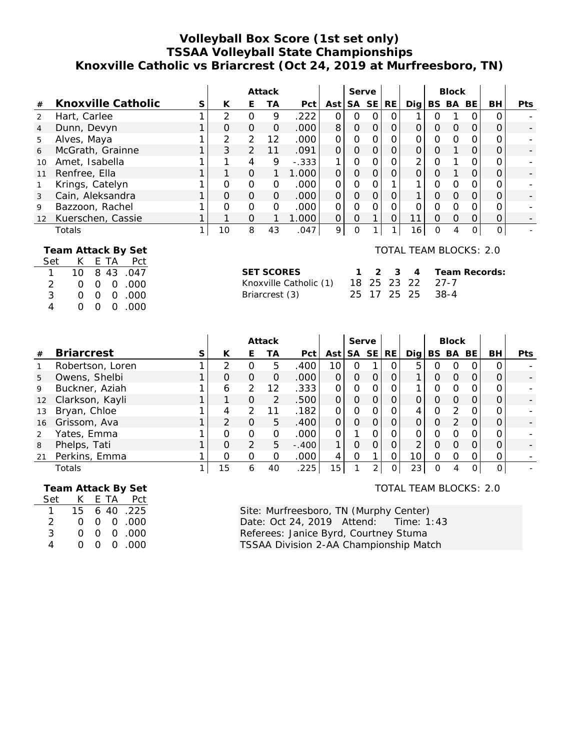# Volleyball Box Score (1st set only)
## TSSAA Volleyball State Championships
## Knoxville Catholic vs Briarcrest (Oct 24, 2019 at Murfreesboro, TN)

| | | | Attack | | | | | Serve | | | | Block | | | | |
|---|---|---|---|---|---|---|---|---|---|---|---|---|---|---|---|---|
| # | Knoxville Catholic | S | K | E | TA | Pct | Ast | SA | SE | RE | Dig | BS | BA | BE | BH | Pts |
| 2 | Hart, Carlee | 1 | 2 | 0 | 9 | .222 | 0 | 0 | 0 | 0 | 1 | 0 | 1 | 0 | 0 | - |
| 4 | Dunn, Devyn | 1 | 0 | 0 | 0 | .000 | 8 | 0 | 0 | 0 | 0 | 0 | 0 | 0 | 0 | - |
| 5 | Alves, Maya | 1 | 2 | 2 | 12 | .000 | 0 | 0 | 0 | 0 | 0 | 0 | 0 | 0 | 0 | - |
| 6 | McGrath, Grainne | 1 | 3 | 2 | 11 | .091 | 0 | 0 | 0 | 0 | 0 | 0 | 1 | 0 | 0 | - |
| 10 | Amet, Isabella | 1 | 1 | 4 | 9 | -.333 | 1 | 0 | 0 | 0 | 2 | 0 | 1 | 0 | 0 | - |
| 11 | Renfree, Ella | 1 | 1 | 0 | 1 | 1.000 | 0 | 0 | 0 | 0 | 0 | 0 | 1 | 0 | 0 | - |
| 1 | Krings, Catelyn | 1 | 0 | 0 | 0 | .000 | 0 | 0 | 0 | 1 | 1 | 0 | 0 | 0 | 0 | - |
| 3 | Cain, Aleksandra | 1 | 0 | 0 | 0 | .000 | 0 | 0 | 0 | 0 | 1 | 0 | 0 | 0 | 0 | - |
| 9 | Bazzoon, Rachel | 1 | 0 | 0 | 0 | .000 | 0 | 0 | 0 | 0 | 0 | 0 | 0 | 0 | 0 | - |
| 12 | Kuerschen, Cassie | 1 | 1 | 0 | 1 | 1.000 | 0 | 0 | 1 | 0 | 11 | 0 | 0 | 0 | 0 | - |
| | Totals | 1 | 10 | 8 | 43 | .047 | 9 | 0 | 1 | 1 | 16 | 0 | 4 | 0 | 0 | - |

**Team Attack By Set**

| Set | K | E | TA | Pct |
|---|---|---|---|---|
| 1 | 10 | 8 | 43 | .047 |
| 2 | 0 | 0 | 0 | .000 |
| 3 | 0 | 0 | 0 | .000 |
| 4 | 0 | 0 | 0 | .000 |

TOTAL TEAM BLOCKS: 2.0

| SET SCORES | 1 | 2 | 3 | 4 | Team Records: |
|---|---|---|---|---|---|
| Knoxville Catholic (1) | 18 | 25 | 23 | 22 | 27-7 |
| Briarcrest (3) | 25 | 17 | 25 | 25 | 38-4 |

| | | | Attack | | | | | Serve | | | | Block | | | | |
|---|---|---|---|---|---|---|---|---|---|---|---|---|---|---|---|---|
| # | Briarcrest | S | K | E | TA | Pct | Ast | SA | SE | RE | Dig | BS | BA | BE | BH | Pts |
| 1 | Robertson, Loren | 1 | 2 | 0 | 5 | .400 | 10 | 0 | 1 | 0 | 5 | 0 | 0 | 0 | 0 | - |
| 5 | Owens, Shelbi | 1 | 0 | 0 | 0 | .000 | 0 | 0 | 0 | 0 | 1 | 0 | 0 | 0 | 0 | - |
| 9 | Buckner, Aziah | 1 | 6 | 2 | 12 | .333 | 0 | 0 | 0 | 0 | 1 | 0 | 0 | 0 | 0 | - |
| 12 | Clarkson, Kayli | 1 | 1 | 0 | 2 | .500 | 0 | 0 | 0 | 0 | 0 | 0 | 0 | 0 | 0 | - |
| 13 | Bryan, Chloe | 1 | 4 | 2 | 11 | .182 | 0 | 0 | 0 | 0 | 4 | 0 | 2 | 0 | 0 | - |
| 16 | Grissom, Ava | 1 | 2 | 0 | 5 | .400 | 0 | 0 | 0 | 0 | 0 | 0 | 2 | 0 | 0 | - |
| 2 | Yates, Emma | 1 | 0 | 0 | 0 | .000 | 0 | 1 | 0 | 0 | 0 | 0 | 0 | 0 | 0 | - |
| 8 | Phelps, Tati | 1 | 0 | 2 | 5 | -.400 | 1 | 0 | 0 | 0 | 2 | 0 | 0 | 0 | 0 | - |
| 21 | Perkins, Emma | 1 | 0 | 0 | 0 | .000 | 4 | 0 | 1 | 0 | 10 | 0 | 0 | 0 | 0 | - |
| | Totals | 1 | 15 | 6 | 40 | .225 | 15 | 1 | 2 | 0 | 23 | 0 | 4 | 0 | 0 | - |

**Team Attack By Set**

| Set | K | E | TA | Pct |
|---|---|---|---|---|
| 1 | 15 | 6 | 40 | .225 |
| 2 | 0 | 0 | 0 | .000 |
| 3 | 0 | 0 | 0 | .000 |
| 4 | 0 | 0 | 0 | .000 |

TOTAL TEAM BLOCKS: 2.0

Site: Murfreesboro, TN (Murphy Center)
Date: Oct 24, 2019 Attend: Time: 1:43
Referees: Janice Byrd, Courtney Stuma
TSSAA Division 2-AA Championship Match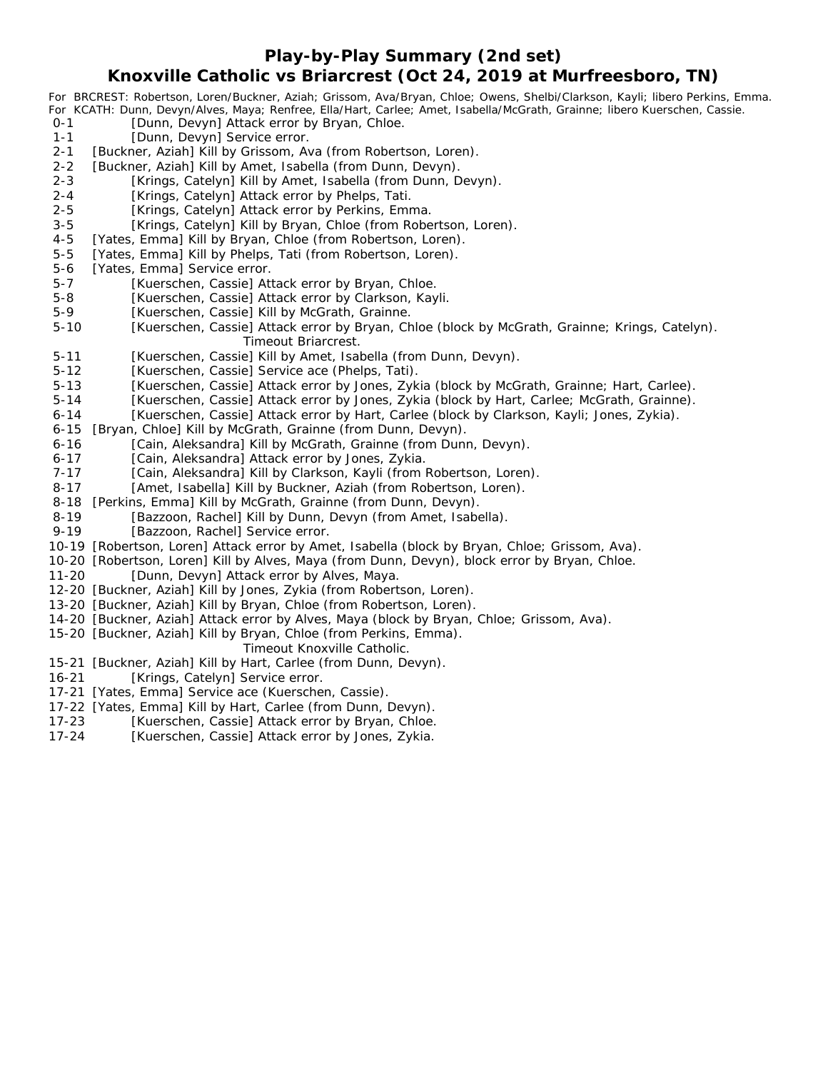# Play-by-Play Summary (2nd set)

## Knoxville Catholic vs Briarcrest (Oct 24, 2019 at Murfreesboro, TN)

For BRCREST: Robertson, Loren/Buckner, Aziah; Grissom, Ava/Bryan, Chloe; Owens, Shelbi/Clarkson, Kayli; libero Perkins, Emma.
For KCATH: Dunn, Devyn/Alves, Maya; Renfree, Ella/Hart, Carlee; Amet, Isabella/McGrath, Grainne; libero Kuerschen, Cassie.

0-1 [Dunn, Devyn] Attack error by Bryan, Chloe.
1-1 [Dunn, Devyn] Service error.
2-1 [Buckner, Aziah] Kill by Grissom, Ava (from Robertson, Loren).
2-2 [Buckner, Aziah] Kill by Amet, Isabella (from Dunn, Devyn).
2-3 [Krings, Catelyn] Kill by Amet, Isabella (from Dunn, Devyn).
2-4 [Krings, Catelyn] Attack error by Phelps, Tati.
2-5 [Krings, Catelyn] Attack error by Perkins, Emma.
3-5 [Krings, Catelyn] Kill by Bryan, Chloe (from Robertson, Loren).
4-5 [Yates, Emma] Kill by Bryan, Chloe (from Robertson, Loren).
5-5 [Yates, Emma] Kill by Phelps, Tati (from Robertson, Loren).
5-6 [Yates, Emma] Service error.
5-7 [Kuerschen, Cassie] Attack error by Bryan, Chloe.
5-8 [Kuerschen, Cassie] Attack error by Clarkson, Kayli.
5-9 [Kuerschen, Cassie] Kill by McGrath, Grainne.
5-10 [Kuerschen, Cassie] Attack error by Bryan, Chloe (block by McGrath, Grainne; Krings, Catelyn).
Timeout Briarcrest.
5-11 [Kuerschen, Cassie] Kill by Amet, Isabella (from Dunn, Devyn).
5-12 [Kuerschen, Cassie] Service ace (Phelps, Tati).
5-13 [Kuerschen, Cassie] Attack error by Jones, Zykia (block by McGrath, Grainne; Hart, Carlee).
5-14 [Kuerschen, Cassie] Attack error by Jones, Zykia (block by Hart, Carlee; McGrath, Grainne).
6-14 [Kuerschen, Cassie] Attack error by Hart, Carlee (block by Clarkson, Kayli; Jones, Zykia).
6-15 [Bryan, Chloe] Kill by McGrath, Grainne (from Dunn, Devyn).
6-16 [Cain, Aleksandra] Kill by McGrath, Grainne (from Dunn, Devyn).
6-17 [Cain, Aleksandra] Attack error by Jones, Zykia.
7-17 [Cain, Aleksandra] Kill by Clarkson, Kayli (from Robertson, Loren).
8-17 [Amet, Isabella] Kill by Buckner, Aziah (from Robertson, Loren).
8-18 [Perkins, Emma] Kill by McGrath, Grainne (from Dunn, Devyn).
8-19 [Bazzoon, Rachel] Kill by Dunn, Devyn (from Amet, Isabella).
9-19 [Bazzoon, Rachel] Service error.
10-19 [Robertson, Loren] Attack error by Amet, Isabella (block by Bryan, Chloe; Grissom, Ava).
10-20 [Robertson, Loren] Kill by Alves, Maya (from Dunn, Devyn), block error by Bryan, Chloe.
11-20 [Dunn, Devyn] Attack error by Alves, Maya.
12-20 [Buckner, Aziah] Kill by Jones, Zykia (from Robertson, Loren).
13-20 [Buckner, Aziah] Kill by Bryan, Chloe (from Robertson, Loren).
14-20 [Buckner, Aziah] Attack error by Alves, Maya (block by Bryan, Chloe; Grissom, Ava).
15-20 [Buckner, Aziah] Kill by Bryan, Chloe (from Perkins, Emma).
Timeout Knoxville Catholic.
15-21 [Buckner, Aziah] Kill by Hart, Carlee (from Dunn, Devyn).
16-21 [Krings, Catelyn] Service error.
17-21 [Yates, Emma] Service ace (Kuerschen, Cassie).
17-22 [Yates, Emma] Kill by Hart, Carlee (from Dunn, Devyn).
17-23 [Kuerschen, Cassie] Attack error by Bryan, Chloe.
17-24 [Kuerschen, Cassie] Attack error by Jones, Zykia.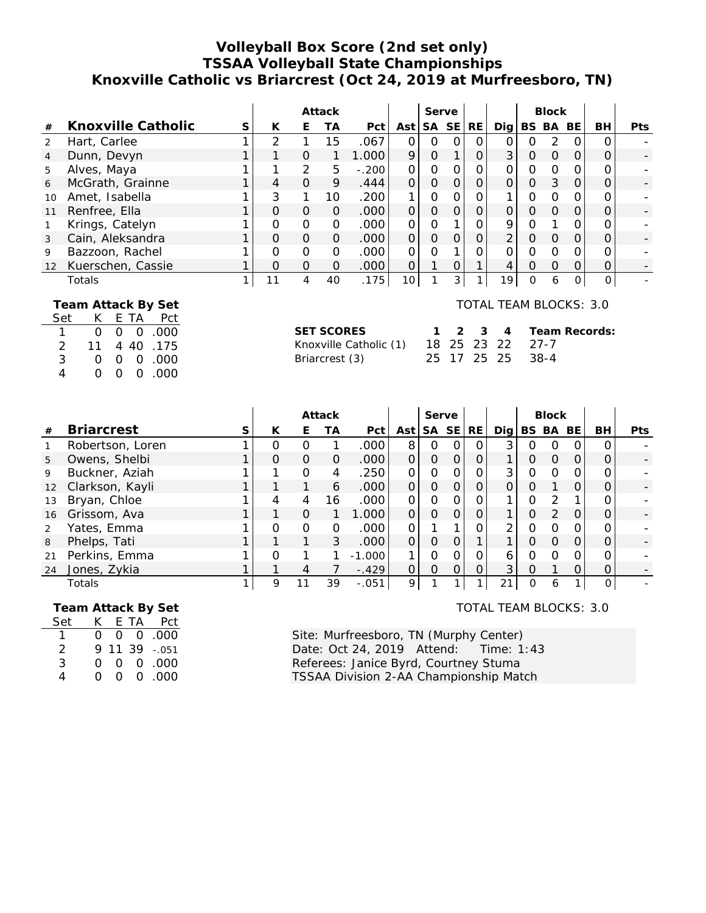# Volleyball Box Score (2nd set only)
## TSSAA Volleyball State Championships
## Knoxville Catholic vs Briarcrest (Oct 24, 2019 at Murfreesboro, TN)

| # | Knoxville Catholic | S | Attack K | Attack E | Attack TA | Attack Pct | Ast | Serve SA | Serve SE | RE | Dig | Block BS | Block BA | Block BE | BH | Pts |
|---|---|---|---|---|---|---|---|---|---|---|---|---|---|---|---|---|
| 2 | Hart, Carlee | 1 | 2 | 1 | 15 | .067 | 0 | 0 | 0 | 0 | 0 | 0 | 2 | 0 | 0 | - |
| 4 | Dunn, Devyn | 1 | 1 | 0 | 1 | 1.000 | 9 | 0 | 1 | 0 | 3 | 0 | 0 | 0 | 0 | - |
| 5 | Alves, Maya | 1 | 1 | 2 | 5 | -.200 | 0 | 0 | 0 | 0 | 0 | 0 | 0 | 0 | 0 | - |
| 6 | McGrath, Grainne | 1 | 4 | 0 | 9 | .444 | 0 | 0 | 0 | 0 | 0 | 0 | 3 | 0 | 0 | - |
| 10 | Amet, Isabella | 1 | 3 | 1 | 10 | .200 | 1 | 0 | 0 | 0 | 1 | 0 | 0 | 0 | 0 | - |
| 11 | Renfree, Ella | 1 | 0 | 0 | 0 | .000 | 0 | 0 | 0 | 0 | 0 | 0 | 0 | 0 | 0 | - |
| 1 | Krings, Catelyn | 1 | 0 | 0 | 0 | .000 | 0 | 0 | 1 | 0 | 9 | 0 | 1 | 0 | 0 | - |
| 3 | Cain, Aleksandra | 1 | 0 | 0 | 0 | .000 | 0 | 0 | 0 | 0 | 2 | 0 | 0 | 0 | 0 | - |
| 9 | Bazzoon, Rachel | 1 | 0 | 0 | 0 | .000 | 0 | 0 | 1 | 0 | 0 | 0 | 0 | 0 | 0 | - |
| 12 | Kuerschen, Cassie | 1 | 0 | 0 | 0 | .000 | 0 | 1 | 0 | 1 | 4 | 0 | 0 | 0 | 0 | - |
| | Totals | 1 | 11 | 4 | 40 | .175 | 10 | 1 | 3 | 1 | 19 | 0 | 6 | 0 | 0 | - |

**Team Attack By Set**

| Set | K | E | TA | Pct |
|---|---|---|---|---|
| 1 | 0 | 0 | 0 | .000 |
| 2 | 11 | 4 | 40 | .175 |
| 3 | 0 | 0 | 0 | .000 |
| 4 | 0 | 0 | 0 | .000 |

TOTAL TEAM BLOCKS: 3.0

| SET SCORES | 1 | 2 | 3 | 4 | Team Records: |
|---|---|---|---|---|---|
| Knoxville Catholic (1) | 18 | 25 | 23 | 22 | 27-7 |
| Briarcrest (3) | 25 | 17 | 25 | 25 | 38-4 |

| # | Briarcrest | S | Attack K | Attack E | Attack TA | Attack Pct | Ast | Serve SA | Serve SE | RE | Dig | Block BS | Block BA | Block BE | BH | Pts |
|---|---|---|---|---|---|---|---|---|---|---|---|---|---|---|---|---|
| 1 | Robertson, Loren | 1 | 0 | 0 | 1 | .000 | 8 | 0 | 0 | 0 | 3 | 0 | 0 | 0 | 0 | - |
| 5 | Owens, Shelbi | 1 | 0 | 0 | 0 | .000 | 0 | 0 | 0 | 0 | 1 | 0 | 0 | 0 | 0 | - |
| 9 | Buckner, Aziah | 1 | 1 | 0 | 4 | .250 | 0 | 0 | 0 | 0 | 3 | 0 | 0 | 0 | 0 | - |
| 12 | Clarkson, Kayli | 1 | 1 | 1 | 6 | .000 | 0 | 0 | 0 | 0 | 0 | 0 | 1 | 0 | 0 | - |
| 13 | Bryan, Chloe | 1 | 4 | 4 | 16 | .000 | 0 | 0 | 0 | 0 | 1 | 0 | 2 | 1 | 0 | - |
| 16 | Grissom, Ava | 1 | 1 | 0 | 1 | 1.000 | 0 | 0 | 0 | 0 | 1 | 0 | 2 | 0 | 0 | - |
| 2 | Yates, Emma | 1 | 0 | 0 | 0 | .000 | 0 | 1 | 1 | 0 | 2 | 0 | 0 | 0 | 0 | - |
| 8 | Phelps, Tati | 1 | 1 | 1 | 3 | .000 | 0 | 0 | 0 | 1 | 1 | 0 | 0 | 0 | 0 | - |
| 21 | Perkins, Emma | 1 | 0 | 1 | 1 | -1.000 | 1 | 0 | 0 | 0 | 6 | 0 | 0 | 0 | 0 | - |
| 24 | Jones, Zykia | 1 | 1 | 4 | 7 | -.429 | 0 | 0 | 0 | 0 | 3 | 0 | 1 | 0 | 0 | - |
| | Totals | 1 | 9 | 11 | 39 | -.051 | 9 | 1 | 1 | 1 | 21 | 0 | 6 | 1 | 0 | - |

**Team Attack By Set**

| Set | K | E | TA | Pct |
|---|---|---|---|---|
| 1 | 0 | 0 | 0 | .000 |
| 2 | 9 | 11 | 39 | -.051 |
| 3 | 0 | 0 | 0 | .000 |
| 4 | 0 | 0 | 0 | .000 |

TOTAL TEAM BLOCKS: 3.0

Site: Murfreesboro, TN (Murphy Center)
Date: Oct 24, 2019 Attend: Time: 1:43
Referees: Janice Byrd, Courtney Stuma
TSSAA Division 2-AA Championship Match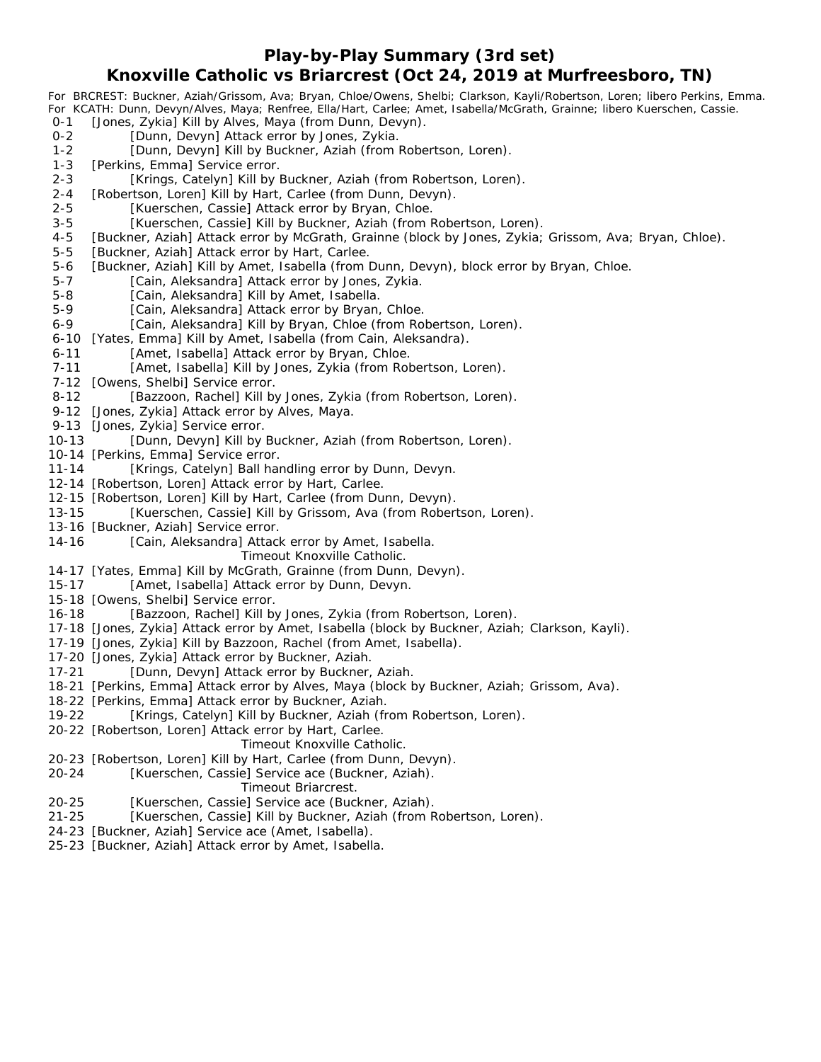# Play-by-Play Summary (3rd set)

## Knoxville Catholic vs Briarcrest (Oct 24, 2019 at Murfreesboro, TN)

For BRCREST: Buckner, Aziah/Grissom, Ava; Bryan, Chloe/Owens, Shelbi; Clarkson, Kayli/Robertson, Loren; libero Perkins, Emma.
For KCATH: Dunn, Devyn/Alves, Maya; Renfree, Ella/Hart, Carlee; Amet, Isabella/McGrath, Grainne; libero Kuerschen, Cassie.

0-1 [Jones, Zykia] Kill by Alves, Maya (from Dunn, Devyn).
0-2 [Dunn, Devyn] Attack error by Jones, Zykia.
1-2 [Dunn, Devyn] Kill by Buckner, Aziah (from Robertson, Loren).
1-3 [Perkins, Emma] Service error.
2-3 [Krings, Catelyn] Kill by Buckner, Aziah (from Robertson, Loren).
2-4 [Robertson, Loren] Kill by Hart, Carlee (from Dunn, Devyn).
2-5 [Kuerschen, Cassie] Attack error by Bryan, Chloe.
3-5 [Kuerschen, Cassie] Kill by Buckner, Aziah (from Robertson, Loren).
4-5 [Buckner, Aziah] Attack error by McGrath, Grainne (block by Jones, Zykia; Grissom, Ava; Bryan, Chloe).
5-5 [Buckner, Aziah] Attack error by Hart, Carlee.
5-6 [Buckner, Aziah] Kill by Amet, Isabella (from Dunn, Devyn), block error by Bryan, Chloe.
5-7 [Cain, Aleksandra] Attack error by Jones, Zykia.
5-8 [Cain, Aleksandra] Kill by Amet, Isabella.
5-9 [Cain, Aleksandra] Attack error by Bryan, Chloe.
6-9 [Cain, Aleksandra] Kill by Bryan, Chloe (from Robertson, Loren).
6-10 [Yates, Emma] Kill by Amet, Isabella (from Cain, Aleksandra).
6-11 [Amet, Isabella] Attack error by Bryan, Chloe.
7-11 [Amet, Isabella] Kill by Jones, Zykia (from Robertson, Loren).
7-12 [Owens, Shelbi] Service error.
8-12 [Bazzoon, Rachel] Kill by Jones, Zykia (from Robertson, Loren).
9-12 [Jones, Zykia] Attack error by Alves, Maya.
9-13 [Jones, Zykia] Service error.
10-13 [Dunn, Devyn] Kill by Buckner, Aziah (from Robertson, Loren).
10-14 [Perkins, Emma] Service error.
11-14 [Krings, Catelyn] Ball handling error by Dunn, Devyn.
12-14 [Robertson, Loren] Attack error by Hart, Carlee.
12-15 [Robertson, Loren] Kill by Hart, Carlee (from Dunn, Devyn).
13-15 [Kuerschen, Cassie] Kill by Grissom, Ava (from Robertson, Loren).
13-16 [Buckner, Aziah] Service error.
14-16 [Cain, Aleksandra] Attack error by Amet, Isabella.
Timeout Knoxville Catholic.
14-17 [Yates, Emma] Kill by McGrath, Grainne (from Dunn, Devyn).
15-17 [Amet, Isabella] Attack error by Dunn, Devyn.
15-18 [Owens, Shelbi] Service error.
16-18 [Bazzoon, Rachel] Kill by Jones, Zykia (from Robertson, Loren).
17-18 [Jones, Zykia] Attack error by Amet, Isabella (block by Buckner, Aziah; Clarkson, Kayli).
17-19 [Jones, Zykia] Kill by Bazzoon, Rachel (from Amet, Isabella).
17-20 [Jones, Zykia] Attack error by Buckner, Aziah.
17-21 [Dunn, Devyn] Attack error by Buckner, Aziah.
18-21 [Perkins, Emma] Attack error by Alves, Maya (block by Buckner, Aziah; Grissom, Ava).
18-22 [Perkins, Emma] Attack error by Buckner, Aziah.
19-22 [Krings, Catelyn] Kill by Buckner, Aziah (from Robertson, Loren).
20-22 [Robertson, Loren] Attack error by Hart, Carlee.
Timeout Knoxville Catholic.
20-23 [Robertson, Loren] Kill by Hart, Carlee (from Dunn, Devyn).
20-24 [Kuerschen, Cassie] Service ace (Buckner, Aziah).
Timeout Briarcrest.
20-25 [Kuerschen, Cassie] Service ace (Buckner, Aziah).
21-25 [Kuerschen, Cassie] Kill by Buckner, Aziah (from Robertson, Loren).
24-23 [Buckner, Aziah] Service ace (Amet, Isabella).
25-23 [Buckner, Aziah] Attack error by Amet, Isabella.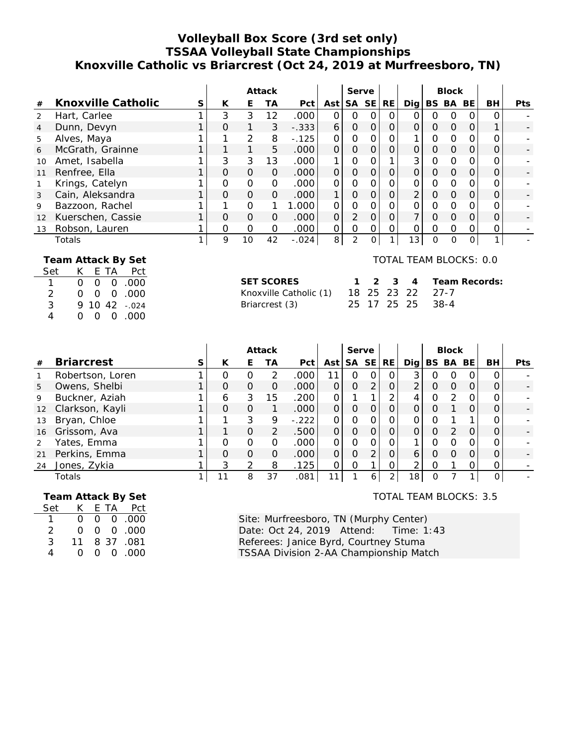# Volleyball Box Score (3rd set only)
## TSSAA Volleyball State Championships
## Knoxville Catholic vs Briarcrest (Oct 24, 2019 at Murfreesboro, TN)

| | | | Attack | | | | | Serve | | | | Block | | | | |
|---|---|---|---|---|---|---|---|---|---|---|---|---|---|---|---|---|
| # | **Knoxville Catholic** | S | K | E | TA | Pct | Ast | SA | SE | RE | Dig | BS | BA | BE | BH | Pts |
| 2 | Hart, Carlee | 1 | 3 | 3 | 12 | .000 | 0 | 0 | 0 | 0 | 0 | 0 | 0 | 0 | 0 | - |
| 4 | Dunn, Devyn | 1 | 0 | 1 | 3 | -.333 | 6 | 0 | 0 | 0 | 0 | 0 | 0 | 0 | 1 | - |
| 5 | Alves, Maya | 1 | 1 | 2 | 8 | -.125 | 0 | 0 | 0 | 0 | 1 | 0 | 0 | 0 | 0 | - |
| 6 | McGrath, Grainne | 1 | 1 | 1 | 5 | .000 | 0 | 0 | 0 | 0 | 0 | 0 | 0 | 0 | 0 | - |
| 10 | Amet, Isabella | 1 | 3 | 3 | 13 | .000 | 1 | 0 | 0 | 1 | 3 | 0 | 0 | 0 | 0 | - |
| 11 | Renfree, Ella | 1 | 0 | 0 | 0 | .000 | 0 | 0 | 0 | 0 | 0 | 0 | 0 | 0 | 0 | - |
| 1 | Krings, Catelyn | 1 | 0 | 0 | 0 | .000 | 0 | 0 | 0 | 0 | 0 | 0 | 0 | 0 | 0 | - |
| 3 | Cain, Aleksandra | 1 | 0 | 0 | 0 | .000 | 1 | 0 | 0 | 0 | 2 | 0 | 0 | 0 | 0 | - |
| 9 | Bazzoon, Rachel | 1 | 1 | 0 | 1 | 1.000 | 0 | 0 | 0 | 0 | 0 | 0 | 0 | 0 | 0 | - |
| 12 | Kuerschen, Cassie | 1 | 0 | 0 | 0 | .000 | 0 | 2 | 0 | 0 | 7 | 0 | 0 | 0 | 0 | - |
| 13 | Robson, Lauren | 1 | 0 | 0 | 0 | .000 | 0 | 0 | 0 | 0 | 0 | 0 | 0 | 0 | 0 | - |
| | Totals | 1 | 9 | 10 | 42 | -.024 | 8 | 2 | 0 | 1 | 13 | 0 | 0 | 0 | 1 | - |

**Team Attack By Set**

| Set | K | E | TA | Pct |
|---|---|---|---|---|
| 1 | 0 | 0 | 0 | .000 |
| 2 | 0 | 0 | 0 | .000 |
| 3 | 9 | 10 | 42 | -.024 |
| 4 | 0 | 0 | 0 | .000 |

TOTAL TEAM BLOCKS: 0.0

| SET SCORES | 1 | 2 | 3 | 4 | Team Records: |
|---|---|---|---|---|---|
| Knoxville Catholic (1) | 18 | 25 | 23 | 22 | 27-7 |
| Briarcrest (3) | 25 | 17 | 25 | 25 | 38-4 |

| | | | Attack | | | | | Serve | | | | Block | | | | |
|---|---|---|---|---|---|---|---|---|---|---|---|---|---|---|---|---|
| # | **Briarcrest** | S | K | E | TA | Pct | Ast | SA | SE | RE | Dig | BS | BA | BE | BH | Pts |
| 1 | Robertson, Loren | 1 | 0 | 0 | 2 | .000 | 11 | 0 | 0 | 0 | 3 | 0 | 0 | 0 | 0 | - |
| 5 | Owens, Shelbi | 1 | 0 | 0 | 0 | .000 | 0 | 0 | 2 | 0 | 2 | 0 | 0 | 0 | 0 | - |
| 9 | Buckner, Aziah | 1 | 6 | 3 | 15 | .200 | 0 | 1 | 1 | 2 | 4 | 0 | 2 | 0 | 0 | - |
| 12 | Clarkson, Kayli | 1 | 0 | 0 | 1 | .000 | 0 | 0 | 0 | 0 | 0 | 0 | 1 | 0 | 0 | - |
| 13 | Bryan, Chloe | 1 | 1 | 3 | 9 | -.222 | 0 | 0 | 0 | 0 | 0 | 0 | 1 | 1 | 0 | - |
| 16 | Grissom, Ava | 1 | 1 | 0 | 2 | .500 | 0 | 0 | 0 | 0 | 0 | 0 | 2 | 0 | 0 | - |
| 2 | Yates, Emma | 1 | 0 | 0 | 0 | .000 | 0 | 0 | 0 | 0 | 1 | 0 | 0 | 0 | 0 | - |
| 21 | Perkins, Emma | 1 | 0 | 0 | 0 | .000 | 0 | 0 | 2 | 0 | 6 | 0 | 0 | 0 | 0 | - |
| 24 | Jones, Zykia | 1 | 3 | 2 | 8 | .125 | 0 | 0 | 1 | 0 | 2 | 0 | 1 | 0 | 0 | - |
| | Totals | 1 | 11 | 8 | 37 | .081 | 11 | 1 | 6 | 2 | 18 | 0 | 7 | 1 | 0 | - |

**Team Attack By Set**

| Set | K | E | TA | Pct |
|---|---|---|---|---|
| 1 | 0 | 0 | 0 | .000 |
| 2 | 0 | 0 | 0 | .000 |
| 3 | 11 | 8 | 37 | .081 |
| 4 | 0 | 0 | 0 | .000 |

TOTAL TEAM BLOCKS: 3.5

Site: Murfreesboro, TN (Murphy Center)
Date: Oct 24, 2019 Attend: Time: 1:43
Referees: Janice Byrd, Courtney Stuma
TSSAA Division 2-AA Championship Match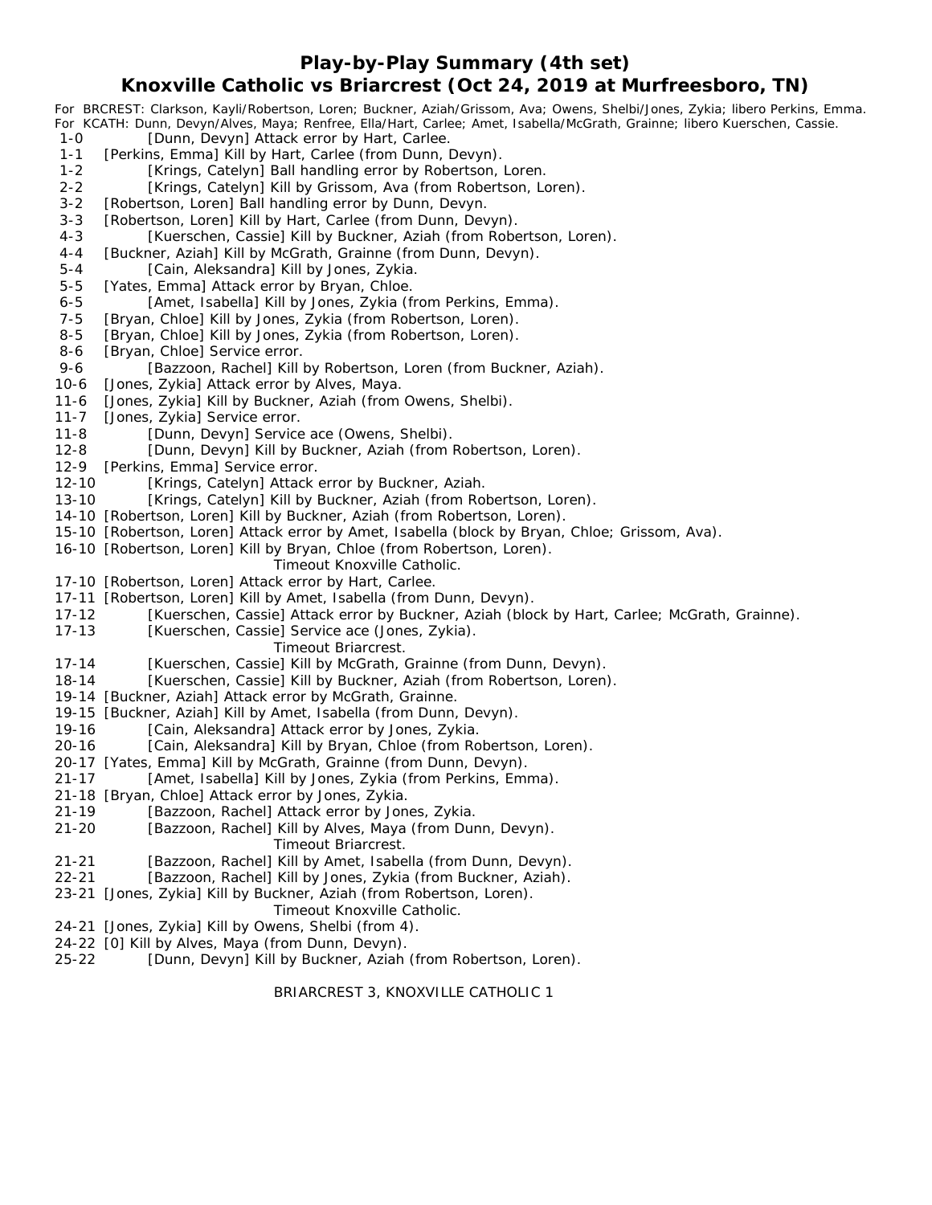# Play-by-Play Summary (4th set)

## Knoxville Catholic vs Briarcrest (Oct 24, 2019 at Murfreesboro, TN)

For BRCREST: Clarkson, Kayli/Robertson, Loren; Buckner, Aziah/Grissom, Ava; Owens, Shelbi/Jones, Zykia; libero Perkins, Emma.
For KCATH: Dunn, Devyn/Alves, Maya; Renfree, Ella/Hart, Carlee; Amet, Isabella/McGrath, Grainne; libero Kuerschen, Cassie.

1-0 [Dunn, Devyn] Attack error by Hart, Carlee.
1-1 [Perkins, Emma] Kill by Hart, Carlee (from Dunn, Devyn).
1-2 [Krings, Catelyn] Ball handling error by Robertson, Loren.
2-2 [Krings, Catelyn] Kill by Grissom, Ava (from Robertson, Loren).
3-2 [Robertson, Loren] Ball handling error by Dunn, Devyn.
3-3 [Robertson, Loren] Kill by Hart, Carlee (from Dunn, Devyn).
4-3 [Kuerschen, Cassie] Kill by Buckner, Aziah (from Robertson, Loren).
4-4 [Buckner, Aziah] Kill by McGrath, Grainne (from Dunn, Devyn).
5-4 [Cain, Aleksandra] Kill by Jones, Zykia.
5-5 [Yates, Emma] Attack error by Bryan, Chloe.
6-5 [Amet, Isabella] Kill by Jones, Zykia (from Perkins, Emma).
7-5 [Bryan, Chloe] Kill by Jones, Zykia (from Robertson, Loren).
8-5 [Bryan, Chloe] Kill by Jones, Zykia (from Robertson, Loren).
8-6 [Bryan, Chloe] Service error.
9-6 [Bazzoon, Rachel] Kill by Robertson, Loren (from Buckner, Aziah).
10-6 [Jones, Zykia] Attack error by Alves, Maya.
11-6 [Jones, Zykia] Kill by Buckner, Aziah (from Owens, Shelbi).
11-7 [Jones, Zykia] Service error.
11-8 [Dunn, Devyn] Service ace (Owens, Shelbi).
12-8 [Dunn, Devyn] Kill by Buckner, Aziah (from Robertson, Loren).
12-9 [Perkins, Emma] Service error.
12-10 [Krings, Catelyn] Attack error by Buckner, Aziah.
13-10 [Krings, Catelyn] Kill by Buckner, Aziah (from Robertson, Loren).
14-10 [Robertson, Loren] Kill by Buckner, Aziah (from Robertson, Loren).
15-10 [Robertson, Loren] Attack error by Amet, Isabella (block by Bryan, Chloe; Grissom, Ava).
16-10 [Robertson, Loren] Kill by Bryan, Chloe (from Robertson, Loren).
Timeout Knoxville Catholic.
17-10 [Robertson, Loren] Attack error by Hart, Carlee.
17-11 [Robertson, Loren] Kill by Amet, Isabella (from Dunn, Devyn).
17-12 [Kuerschen, Cassie] Attack error by Buckner, Aziah (block by Hart, Carlee; McGrath, Grainne).
17-13 [Kuerschen, Cassie] Service ace (Jones, Zykia).
Timeout Briarcrest.
17-14 [Kuerschen, Cassie] Kill by McGrath, Grainne (from Dunn, Devyn).
18-14 [Kuerschen, Cassie] Kill by Buckner, Aziah (from Robertson, Loren).
19-14 [Buckner, Aziah] Attack error by McGrath, Grainne.
19-15 [Buckner, Aziah] Kill by Amet, Isabella (from Dunn, Devyn).
19-16 [Cain, Aleksandra] Attack error by Jones, Zykia.
20-16 [Cain, Aleksandra] Kill by Bryan, Chloe (from Robertson, Loren).
20-17 [Yates, Emma] Kill by McGrath, Grainne (from Dunn, Devyn).
21-17 [Amet, Isabella] Kill by Jones, Zykia (from Perkins, Emma).
21-18 [Bryan, Chloe] Attack error by Jones, Zykia.
21-19 [Bazzoon, Rachel] Attack error by Jones, Zykia.
21-20 [Bazzoon, Rachel] Kill by Alves, Maya (from Dunn, Devyn).
Timeout Briarcrest.
21-21 [Bazzoon, Rachel] Kill by Amet, Isabella (from Dunn, Devyn).
22-21 [Bazzoon, Rachel] Kill by Jones, Zykia (from Buckner, Aziah).
23-21 [Jones, Zykia] Kill by Buckner, Aziah (from Robertson, Loren).
Timeout Knoxville Catholic.
24-21 [Jones, Zykia] Kill by Owens, Shelbi (from 4).
24-22 [0] Kill by Alves, Maya (from Dunn, Devyn).
25-22 [Dunn, Devyn] Kill by Buckner, Aziah (from Robertson, Loren).

BRIARCREST 3, KNOXVILLE CATHOLIC 1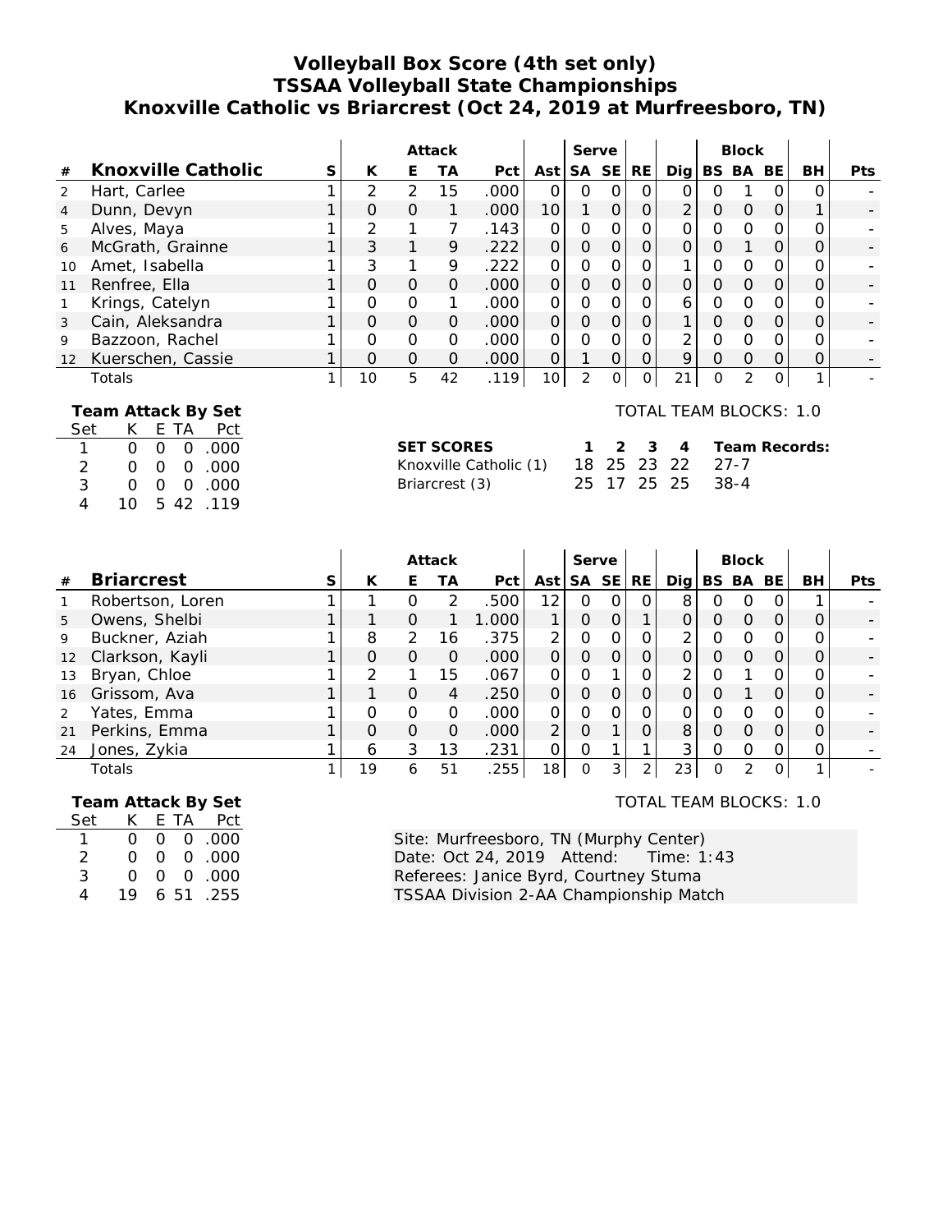# Volleyball Box Score (4th set only)
## TSSAA Volleyball State Championships
## Knoxville Catholic vs Briarcrest (Oct 24, 2019 at Murfreesboro, TN)

| | | | Attack | | | | | Serve | | | | Block | | | | |
|---|---|---|---|---|---|---|---|---|---|---|---|---|---|---|---|---|
| # | **Knoxville Catholic** | S | K | E | TA | Pct | Ast | SA | SE | RE | Dig | BS | BA | BE | BH | Pts |
| 2 | Hart, Carlee | 1 | 2 | 2 | 15 | .000 | 0 | 0 | 0 | 0 | 0 | 0 | 1 | 0 | 0 | - |
| 4 | Dunn, Devyn | 1 | 0 | 0 | 1 | .000 | 10 | 1 | 0 | 0 | 2 | 0 | 0 | 0 | 1 | - |
| 5 | Alves, Maya | 1 | 2 | 1 | 7 | .143 | 0 | 0 | 0 | 0 | 0 | 0 | 0 | 0 | 0 | - |
| 6 | McGrath, Grainne | 1 | 3 | 1 | 9 | .222 | 0 | 0 | 0 | 0 | 0 | 0 | 1 | 0 | 0 | - |
| 10 | Amet, Isabella | 1 | 3 | 1 | 9 | .222 | 0 | 0 | 0 | 0 | 1 | 0 | 0 | 0 | 0 | - |
| 11 | Renfree, Ella | 1 | 0 | 0 | 0 | .000 | 0 | 0 | 0 | 0 | 0 | 0 | 0 | 0 | 0 | - |
| 1 | Krings, Catelyn | 1 | 0 | 0 | 1 | .000 | 0 | 0 | 0 | 0 | 6 | 0 | 0 | 0 | 0 | - |
| 3 | Cain, Aleksandra | 1 | 0 | 0 | 0 | .000 | 0 | 0 | 0 | 0 | 1 | 0 | 0 | 0 | 0 | - |
| 9 | Bazzoon, Rachel | 1 | 0 | 0 | 0 | .000 | 0 | 0 | 0 | 0 | 2 | 0 | 0 | 0 | 0 | - |
| 12 | Kuerschen, Cassie | 1 | 0 | 0 | 0 | .000 | 0 | 1 | 0 | 0 | 9 | 0 | 0 | 0 | 0 | - |
| | Totals | 1 | 10 | 5 | 42 | .119 | 10 | 2 | 0 | 0 | 21 | 0 | 2 | 0 | 1 | - |

TOTAL TEAM BLOCKS: 1.0

**Team Attack By Set**

| Set | K | E | TA | Pct |
|---|---|---|---|---|
| 1 | 0 | 0 | 0 | .000 |
| 2 | 0 | 0 | 0 | .000 |
| 3 | 0 | 0 | 0 | .000 |
| 4 | 10 | 5 | 42 | .119 |

| **SET SCORES** | 1 | 2 | 3 | 4 | Team Records: |
|---|---|---|---|---|---|
| Knoxville Catholic (1) | 18 | 25 | 23 | 22 | 27-7 |
| Briarcrest (3) | 25 | 17 | 25 | 25 | 38-4 |

| | | | Attack | | | | | Serve | | | | Block | | | | |
|---|---|---|---|---|---|---|---|---|---|---|---|---|---|---|---|---|
| # | **Briarcrest** | S | K | E | TA | Pct | Ast | SA | SE | RE | Dig | BS | BA | BE | BH | Pts |
| 1 | Robertson, Loren | 1 | 1 | 0 | 2 | .500 | 12 | 0 | 0 | 0 | 8 | 0 | 0 | 0 | 1 | - |
| 5 | Owens, Shelbi | 1 | 1 | 0 | 1 | 1.000 | 1 | 0 | 0 | 1 | 0 | 0 | 0 | 0 | 0 | - |
| 9 | Buckner, Aziah | 1 | 8 | 2 | 16 | .375 | 2 | 0 | 0 | 0 | 2 | 0 | 0 | 0 | 0 | - |
| 12 | Clarkson, Kayli | 1 | 0 | 0 | 0 | .000 | 0 | 0 | 0 | 0 | 0 | 0 | 0 | 0 | 0 | - |
| 13 | Bryan, Chloe | 1 | 2 | 1 | 15 | .067 | 0 | 0 | 1 | 0 | 2 | 0 | 1 | 0 | 0 | - |
| 16 | Grissom, Ava | 1 | 1 | 0 | 4 | .250 | 0 | 0 | 0 | 0 | 0 | 0 | 1 | 0 | 0 | - |
| 2 | Yates, Emma | 1 | 0 | 0 | 0 | .000 | 0 | 0 | 0 | 0 | 0 | 0 | 0 | 0 | 0 | - |
| 21 | Perkins, Emma | 1 | 0 | 0 | 0 | .000 | 2 | 0 | 1 | 0 | 8 | 0 | 0 | 0 | 0 | - |
| 24 | Jones, Zykia | 1 | 6 | 3 | 13 | .231 | 0 | 0 | 1 | 1 | 3 | 0 | 0 | 0 | 0 | - |
| | Totals | 1 | 19 | 6 | 51 | .255 | 18 | 0 | 3 | 2 | 23 | 0 | 2 | 0 | 1 | - |

TOTAL TEAM BLOCKS: 1.0

**Team Attack By Set**

| Set | K | E | TA | Pct |
|---|---|---|---|---|
| 1 | 0 | 0 | 0 | .000 |
| 2 | 0 | 0 | 0 | .000 |
| 3 | 0 | 0 | 0 | .000 |
| 4 | 19 | 6 | 51 | .255 |

Site: Murfreesboro, TN (Murphy Center)
Date: Oct 24, 2019 Attend: Time: 1:43
Referees: Janice Byrd, Courtney Stuma
TSSAA Division 2-AA Championship Match